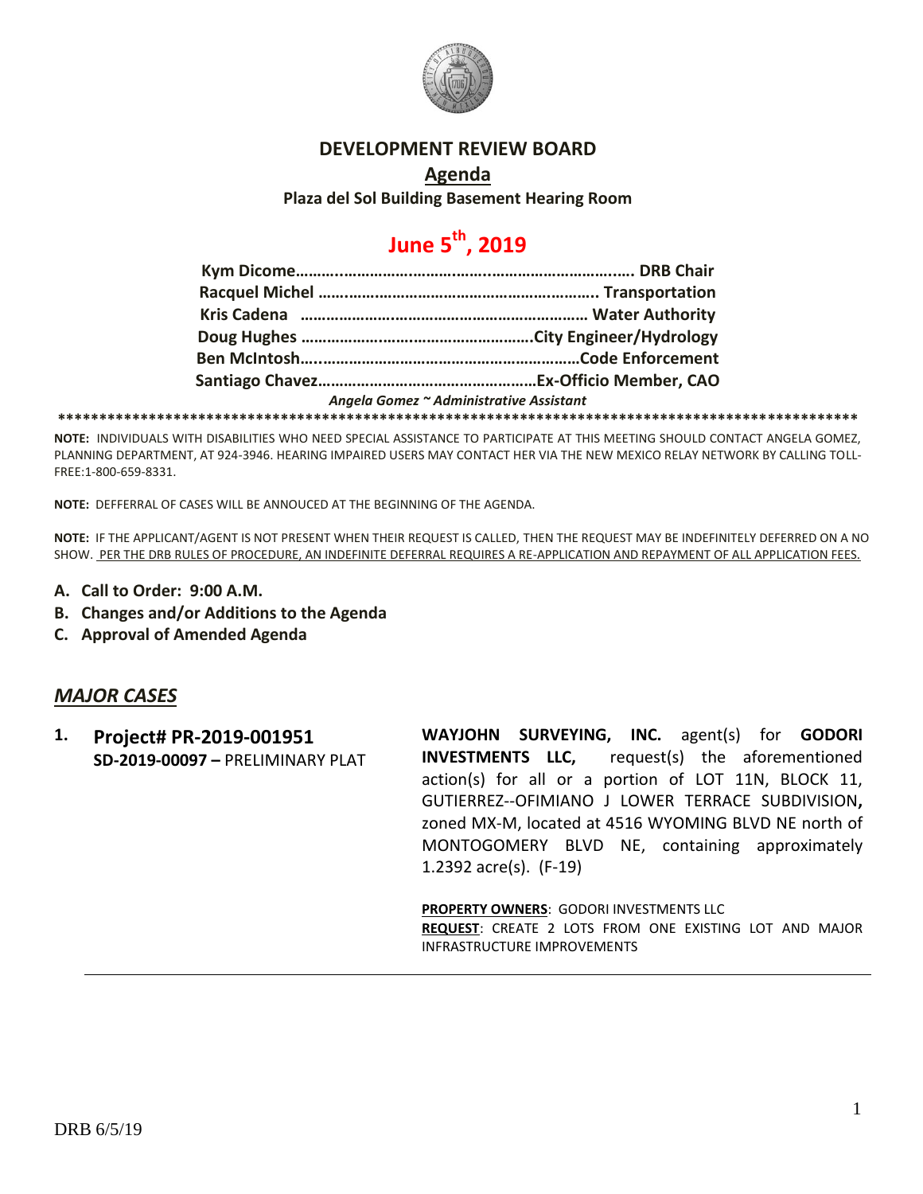# DEVELOPMENT REVIEW BOARD

## Agenda

**Plaza del Sol Building Basement Hearing Room**

# June 5th, 2019

**Kym Dicome………..…………………….…..…..……………………..…. DRB Chair**
**Racquel Michel ……………………………………………………….. Transportation**
**Kris Cadena ………………….…………………………………… Water Authority**
**Doug Hughes ………………….……………………………….City Engineer/Hydrology**
**Ben McIntosh…..………………………………………………………Code Enforcement**
**Santiago Chavez……………………………………………Ex-Officio Member, CAO**

***Angela Gomez ~ Administrative Assistant***

**************************************************************************************************

**NOTE:** INDIVIDUALS WITH DISABILITIES WHO NEED SPECIAL ASSISTANCE TO PARTICIPATE AT THIS MEETING SHOULD CONTACT ANGELA GOMEZ, PLANNING DEPARTMENT, AT 924-3946. HEARING IMPAIRED USERS MAY CONTACT HER VIA THE NEW MEXICO RELAY NETWORK BY CALLING TOLL-FREE:1-800-659-8331.

**NOTE:** DEFFERRAL OF CASES WILL BE ANNOUCED AT THE BEGINNING OF THE AGENDA.

**NOTE:** IF THE APPLICANT/AGENT IS NOT PRESENT WHEN THEIR REQUEST IS CALLED, THEN THE REQUEST MAY BE INDEFINITELY DEFERRED ON A NO SHOW. PER THE DRB RULES OF PROCEDURE, AN INDEFINITE DEFERRAL REQUIRES A RE-APPLICATION AND REPAYMENT OF ALL APPLICATION FEES.

- **A. Call to Order: 9:00 A.M.**
- **B. Changes and/or Additions to the Agenda**
- **C. Approval of Amended Agenda**

## *MAJOR CASES*

**1. Project# PR-2019-001951**
**SD-2019-00097 –** PRELIMINARY PLAT

**WAYJOHN SURVEYING, INC.** agent(s) for **GODORI INVESTMENTS LLC,** request(s) the aforementioned action(s) for all or a portion of LOT 11N, BLOCK 11, GUTIERREZ--OFIMIANO J LOWER TERRACE SUBDIVISION**,** zoned MX-M, located at 4516 WYOMING BLVD NE north of MONTOGOMERY BLVD NE, containing approximately 1.2392 acre(s). (F-19)

**PROPERTY OWNERS**: GODORI INVESTMENTS LLC
**REQUEST**: CREATE 2 LOTS FROM ONE EXISTING LOT AND MAJOR INFRASTRUCTURE IMPROVEMENTS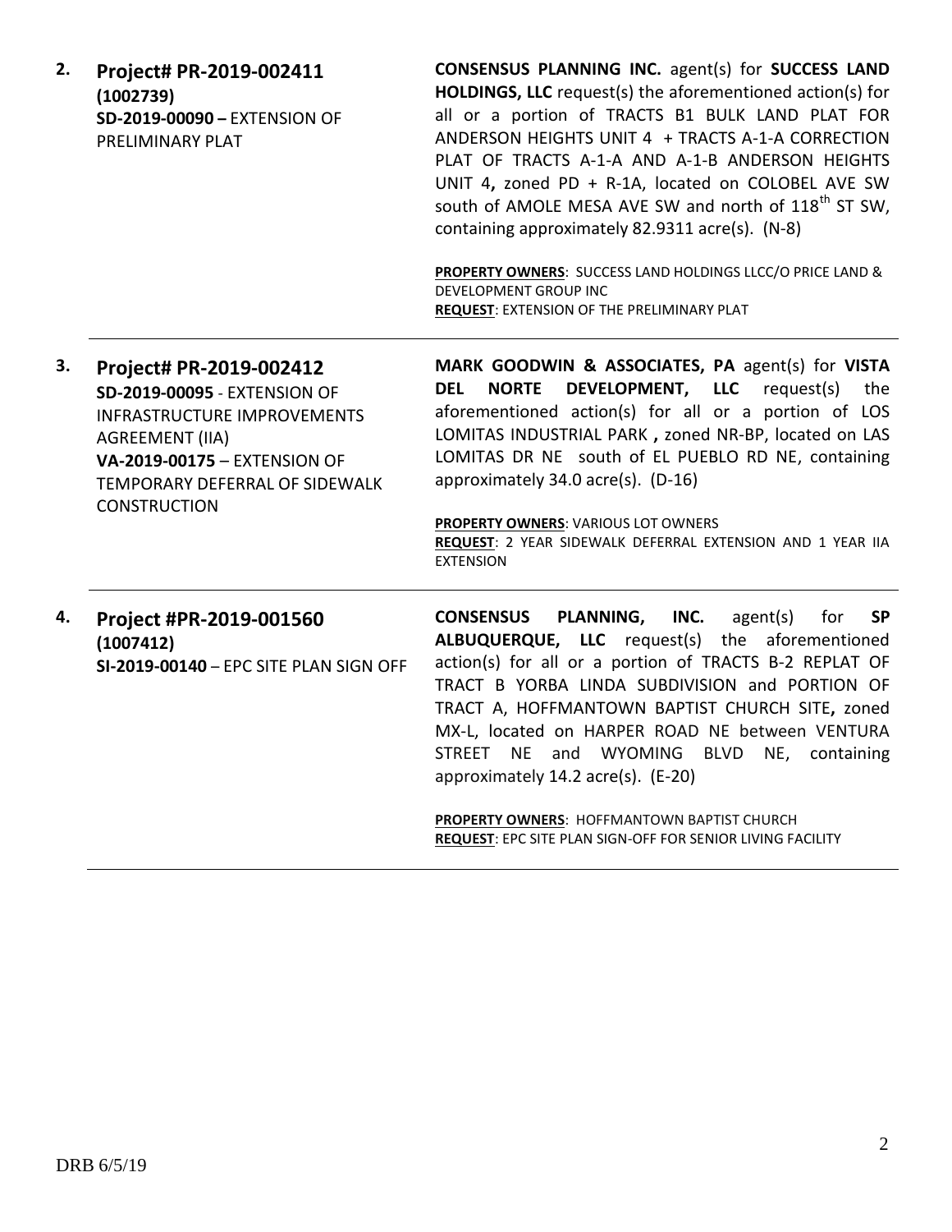| | | |
|---|---|---|
| **2.** | **Project# PR-2019-002411 (1002739)**<br>**SD-2019-00090 –** EXTENSION OF PRELIMINARY PLAT | **CONSENSUS PLANNING INC.** agent(s) for **SUCCESS LAND HOLDINGS, LLC** request(s) the aforementioned action(s) for all or a portion of TRACTS B1 BULK LAND PLAT FOR ANDERSON HEIGHTS UNIT 4 + TRACTS A-1-A CORRECTION PLAT OF TRACTS A-1-A AND A-1-B ANDERSON HEIGHTS UNIT 4**,** zoned PD + R-1A, located on COLOBEL AVE SW south of AMOLE MESA AVE SW and north of 118$^{th}$ ST SW, containing approximately 82.9311 acre(s). (N-8)<br><br>**PROPERTY OWNERS**: SUCCESS LAND HOLDINGS LLCC/O PRICE LAND & DEVELOPMENT GROUP INC<br>**REQUEST**: EXTENSION OF THE PRELIMINARY PLAT |
| **3.** | **Project# PR-2019-002412**<br>**SD-2019-00095** - EXTENSION OF INFRASTRUCTURE IMPROVEMENTS AGREEMENT (IIA)<br>**VA-2019-00175** – EXTENSION OF TEMPORARY DEFERRAL OF SIDEWALK CONSTRUCTION | **MARK GOODWIN & ASSOCIATES, PA** agent(s) for **VISTA DEL NORTE DEVELOPMENT, LLC** request(s) the aforementioned action(s) for all or a portion of LOS LOMITAS INDUSTRIAL PARK **,** zoned NR-BP, located on LAS LOMITAS DR NE south of EL PUEBLO RD NE, containing approximately 34.0 acre(s). (D-16)<br><br>**PROPERTY OWNERS**: VARIOUS LOT OWNERS<br>**REQUEST**: 2 YEAR SIDEWALK DEFERRAL EXTENSION AND 1 YEAR IIA EXTENSION |
| **4.** | **Project #PR-2019-001560 (1007412)**<br>**SI-2019-00140** – EPC SITE PLAN SIGN OFF | **CONSENSUS PLANNING, INC.** agent(s) for **SP ALBUQUERQUE, LLC** request(s) the aforementioned action(s) for all or a portion of TRACTS B-2 REPLAT OF TRACT B YORBA LINDA SUBDIVISION and PORTION OF TRACT A, HOFFMANTOWN BAPTIST CHURCH SITE**,** zoned MX-L, located on HARPER ROAD NE between VENTURA STREET NE and WYOMING BLVD NE, containing approximately 14.2 acre(s). (E-20)<br><br>**PROPERTY OWNERS**: HOFFMANTOWN BAPTIST CHURCH<br>**REQUEST**: EPC SITE PLAN SIGN-OFF FOR SENIOR LIVING FACILITY |

DRB 6/5/19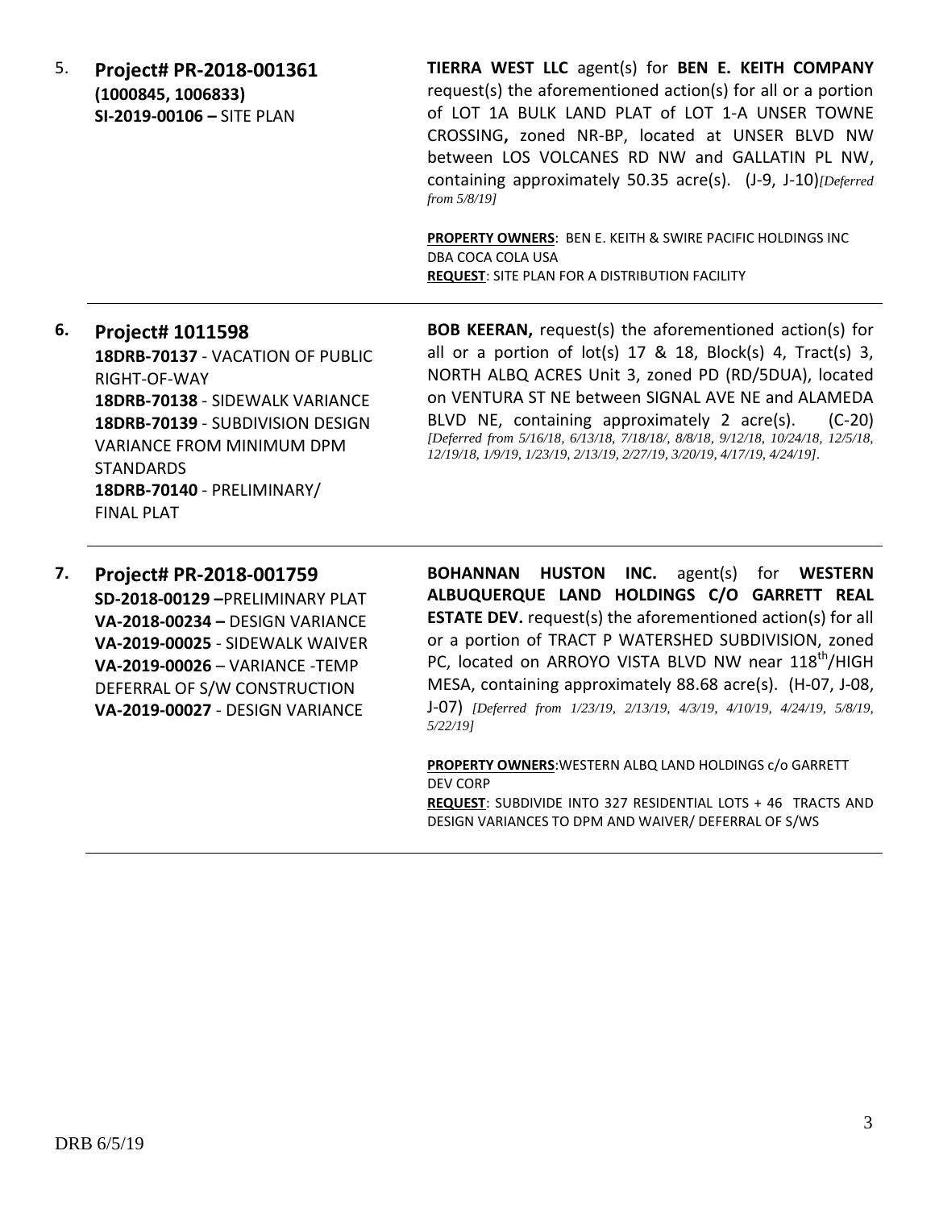5. **Project# PR-2018-001361 (1000845, 1006833)**
**SI-2019-00106 –** SITE PLAN

**TIERRA WEST LLC** agent(s) for **BEN E. KEITH COMPANY** request(s) the aforementioned action(s) for all or a portion of LOT 1A BULK LAND PLAT of LOT 1-A UNSER TOWNE CROSSING**,** zoned NR-BP, located at UNSER BLVD NW between LOS VOLCANES RD NW and GALLATIN PL NW, containing approximately 50.35 acre(s). (J-9, J-10)*[Deferred from 5/8/19]*

**PROPERTY OWNERS**: BEN E. KEITH & SWIRE PACIFIC HOLDINGS INC DBA COCA COLA USA
**REQUEST**: SITE PLAN FOR A DISTRIBUTION FACILITY

---

6. **Project# 1011598**
**18DRB-70137** - VACATION OF PUBLIC RIGHT-OF-WAY
**18DRB-70138** - SIDEWALK VARIANCE
**18DRB-70139** - SUBDIVISION DESIGN VARIANCE FROM MINIMUM DPM STANDARDS
**18DRB-70140** - PRELIMINARY/ FINAL PLAT

**BOB KEERAN,** request(s) the aforementioned action(s) for all or a portion of lot(s) 17 & 18, Block(s) 4, Tract(s) 3, NORTH ALBQ ACRES Unit 3, zoned PD (RD/5DUA), located on VENTURA ST NE between SIGNAL AVE NE and ALAMEDA BLVD NE, containing approximately 2 acre(s). (C-20) *[Deferred from 5/16/18, 6/13/18, 7/18/18/, 8/8/18, 9/12/18, 10/24/18, 12/5/18, 12/19/18, 1/9/19, 1/23/19, 2/13/19, 2/27/19, 3/20/19, 4/17/19, 4/24/19].*

---

7. **Project# PR-2018-001759**
**SD-2018-00129 –**PRELIMINARY PLAT
**VA-2018-00234 –** DESIGN VARIANCE
**VA-2019-00025** - SIDEWALK WAIVER
**VA-2019-00026** – VARIANCE -TEMP DEFERRAL OF S/W CONSTRUCTION
**VA-2019-00027** - DESIGN VARIANCE

**BOHANNAN HUSTON INC.** agent(s) for **WESTERN ALBUQUERQUE LAND HOLDINGS C/O GARRETT REAL ESTATE DEV.** request(s) the aforementioned action(s) for all or a portion of TRACT P WATERSHED SUBDIVISION, zoned PC, located on ARROYO VISTA BLVD NW near 118th/HIGH MESA, containing approximately 88.68 acre(s). (H-07, J-08, J-07) *[Deferred from 1/23/19, 2/13/19, 4/3/19, 4/10/19, 4/24/19, 5/8/19, 5/22/19]*

**PROPERTY OWNERS**:WESTERN ALBQ LAND HOLDINGS c/o GARRETT DEV CORP
**REQUEST**: SUBDIVIDE INTO 327 RESIDENTIAL LOTS + 46 TRACTS AND DESIGN VARIANCES TO DPM AND WAIVER/ DEFERRAL OF S/WS

---

DRB 6/5/19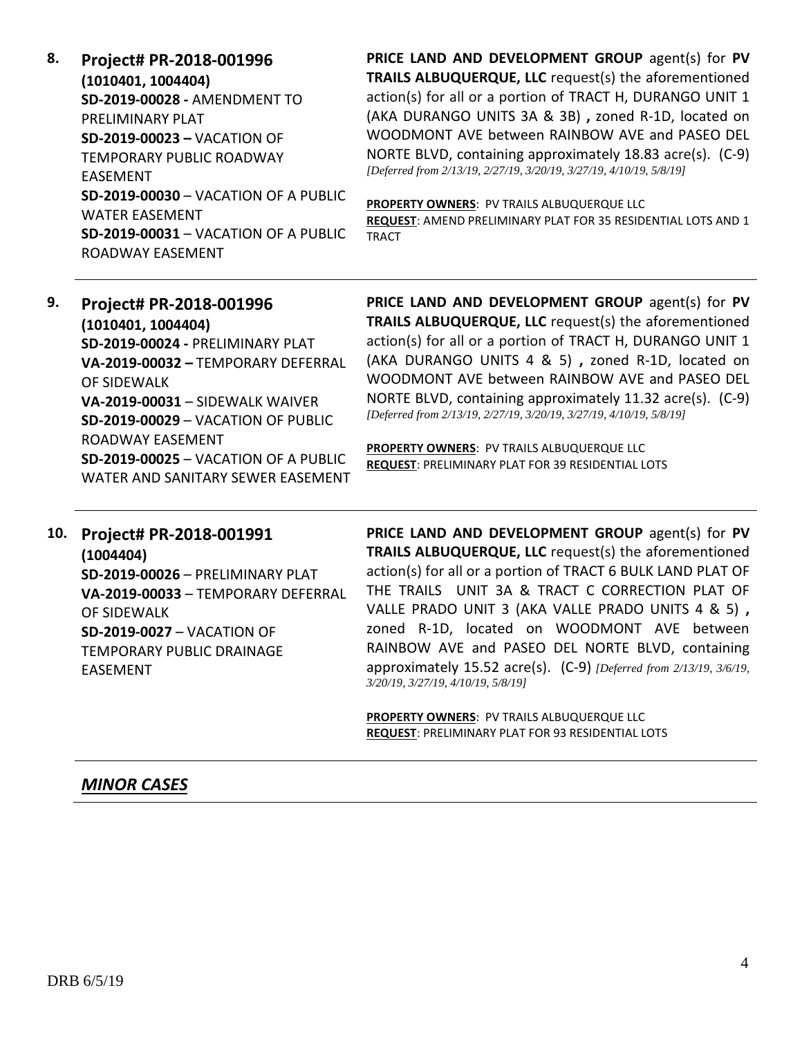8. **Project# PR-2018-001996**
**(1010401, 1004404)**
**SD-2019-00028 -** AMENDMENT TO PRELIMINARY PLAT
**SD-2019-00023 –** VACATION OF TEMPORARY PUBLIC ROADWAY EASEMENT
**SD-2019-00030** – VACATION OF A PUBLIC WATER EASEMENT
**SD-2019-00031** – VACATION OF A PUBLIC ROADWAY EASEMENT

**PRICE LAND AND DEVELOPMENT GROUP** agent(s) for **PV TRAILS ALBUQUERQUE, LLC** request(s) the aforementioned action(s) for all or a portion of TRACT H, DURANGO UNIT 1 (AKA DURANGO UNITS 3A & 3B) **,** zoned R-1D, located on WOODMONT AVE between RAINBOW AVE and PASEO DEL NORTE BLVD, containing approximately 18.83 acre(s). (C-9) *[Deferred from 2/13/19, 2/27/19, 3/20/19, 3/27/19, 4/10/19, 5/8/19]*

**PROPERTY OWNERS**: PV TRAILS ALBUQUERQUE LLC
**REQUEST**: AMEND PRELIMINARY PLAT FOR 35 RESIDENTIAL LOTS AND 1 TRACT

---

9. **Project# PR-2018-001996**
**(1010401, 1004404)**
**SD-2019-00024 -** PRELIMINARY PLAT
**VA-2019-00032 –** TEMPORARY DEFERRAL OF SIDEWALK
**VA-2019-00031** – SIDEWALK WAIVER
**SD-2019-00029** – VACATION OF PUBLIC ROADWAY EASEMENT
**SD-2019-00025** – VACATION OF A PUBLIC WATER AND SANITARY SEWER EASEMENT

**PRICE LAND AND DEVELOPMENT GROUP** agent(s) for **PV TRAILS ALBUQUERQUE, LLC** request(s) the aforementioned action(s) for all or a portion of TRACT H, DURANGO UNIT 1 (AKA DURANGO UNITS 4 & 5) **,** zoned R-1D, located on WOODMONT AVE between RAINBOW AVE and PASEO DEL NORTE BLVD, containing approximately 11.32 acre(s). (C-9) *[Deferred from 2/13/19, 2/27/19, 3/20/19, 3/27/19, 4/10/19, 5/8/19]*

**PROPERTY OWNERS**: PV TRAILS ALBUQUERQUE LLC
**REQUEST**: PRELIMINARY PLAT FOR 39 RESIDENTIAL LOTS

---

10. **Project# PR-2018-001991**
**(1004404)**
**SD-2019-00026** – PRELIMINARY PLAT
**VA-2019-00033** – TEMPORARY DEFERRAL OF SIDEWALK
**SD-2019-0027** – VACATION OF TEMPORARY PUBLIC DRAINAGE EASEMENT

**PRICE LAND AND DEVELOPMENT GROUP** agent(s) for **PV TRAILS ALBUQUERQUE, LLC** request(s) the aforementioned action(s) for all or a portion of TRACT 6 BULK LAND PLAT OF THE TRAILS UNIT 3A & TRACT C CORRECTION PLAT OF VALLE PRADO UNIT 3 (AKA VALLE PRADO UNITS 4 & 5) **,** zoned R-1D, located on WOODMONT AVE between RAINBOW AVE and PASEO DEL NORTE BLVD, containing approximately 15.52 acre(s). (C-9) *[Deferred from 2/13/19, 3/6/19, 3/20/19, 3/27/19, 4/10/19, 5/8/19]*

**PROPERTY OWNERS**: PV TRAILS ALBUQUERQUE LLC
**REQUEST**: PRELIMINARY PLAT FOR 93 RESIDENTIAL LOTS

---

## ***MINOR CASES***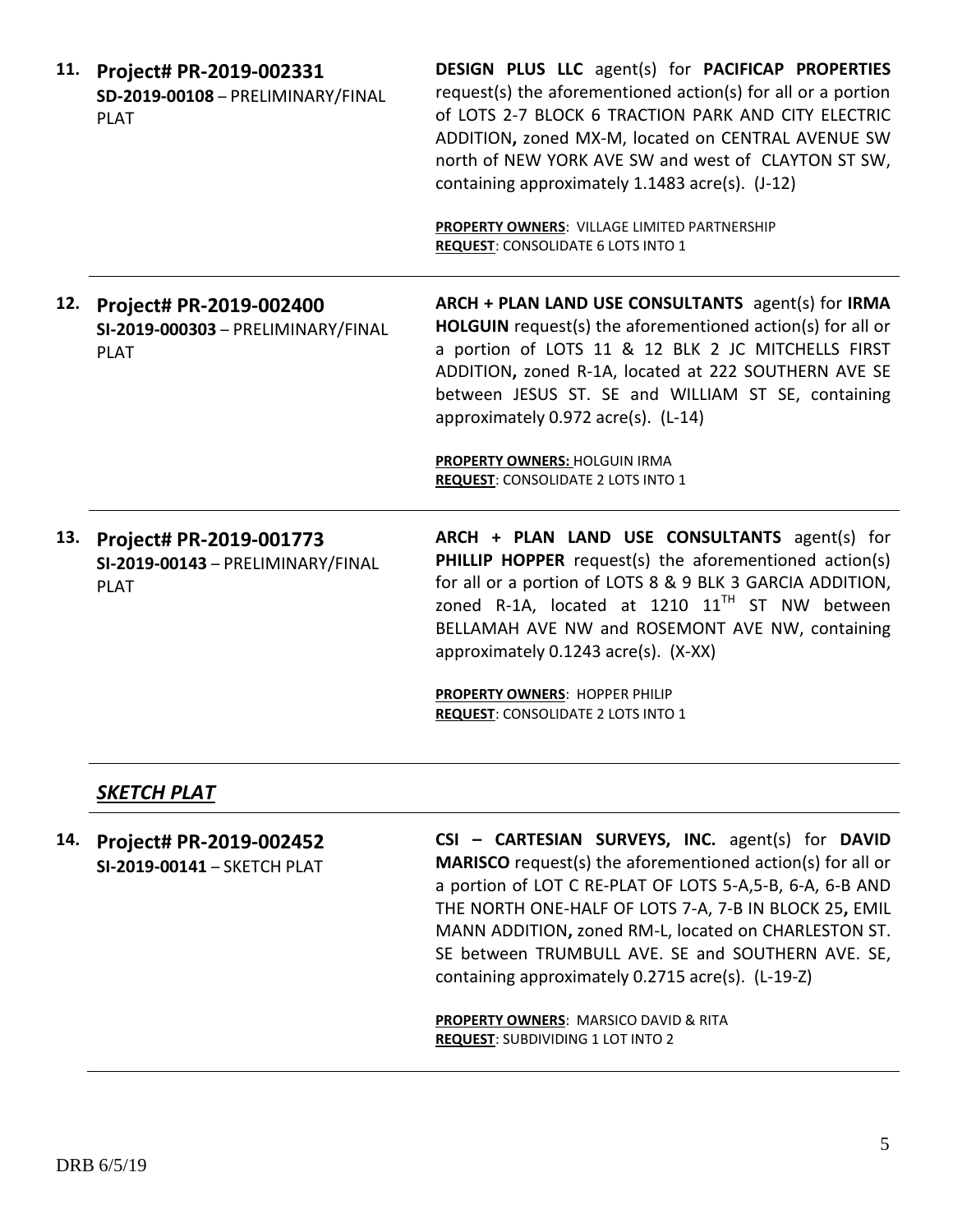**11. Project# PR-2019-002331**
**SD-2019-00108** – PRELIMINARY/FINAL PLAT

**DESIGN PLUS LLC** agent(s) for **PACIFICAP PROPERTIES** request(s) the aforementioned action(s) for all or a portion of LOTS 2-7 BLOCK 6 TRACTION PARK AND CITY ELECTRIC ADDITION**,** zoned MX-M, located on CENTRAL AVENUE SW north of NEW YORK AVE SW and west of CLAYTON ST SW, containing approximately 1.1483 acre(s). (J-12)

**PROPERTY OWNERS**: VILLAGE LIMITED PARTNERSHIP
**REQUEST**: CONSOLIDATE 6 LOTS INTO 1

---

**12. Project# PR-2019-002400**
**SI-2019-000303** – PRELIMINARY/FINAL PLAT

**ARCH + PLAN LAND USE CONSULTANTS** agent(s) for **IRMA HOLGUIN** request(s) the aforementioned action(s) for all or a portion of LOTS 11 & 12 BLK 2 JC MITCHELLS FIRST ADDITION**,** zoned R-1A, located at 222 SOUTHERN AVE SE between JESUS ST. SE and WILLIAM ST SE, containing approximately 0.972 acre(s). (L-14)

**PROPERTY OWNERS:** HOLGUIN IRMA
**REQUEST**: CONSOLIDATE 2 LOTS INTO 1

---

**13. Project# PR-2019-001773**
**SI-2019-00143** – PRELIMINARY/FINAL PLAT

**ARCH + PLAN LAND USE CONSULTANTS** agent(s) for **PHILLIP HOPPER** request(s) the aforementioned action(s) for all or a portion of LOTS 8 & 9 BLK 3 GARCIA ADDITION, zoned R-1A, located at 1210 11TH ST NW between BELLAMAH AVE NW and ROSEMONT AVE NW, containing approximately 0.1243 acre(s). (X-XX)

**PROPERTY OWNERS**: HOPPER PHILIP
**REQUEST**: CONSOLIDATE 2 LOTS INTO 1

---

## ***SKETCH PLAT***

---

**14. Project# PR-2019-002452**
**SI-2019-00141** – SKETCH PLAT

**CSI – CARTESIAN SURVEYS, INC.** agent(s) for **DAVID MARISCO** request(s) the aforementioned action(s) for all or a portion of LOT C RE-PLAT OF LOTS 5-A,5-B, 6-A, 6-B AND THE NORTH ONE-HALF OF LOTS 7-A, 7-B IN BLOCK 25**,** EMIL MANN ADDITION**,** zoned RM-L, located on CHARLESTON ST. SE between TRUMBULL AVE. SE and SOUTHERN AVE. SE, containing approximately 0.2715 acre(s). (L-19-Z)

**PROPERTY OWNERS**: MARSICO DAVID & RITA
**REQUEST**: SUBDIVIDING 1 LOT INTO 2

---

DRB 6/5/19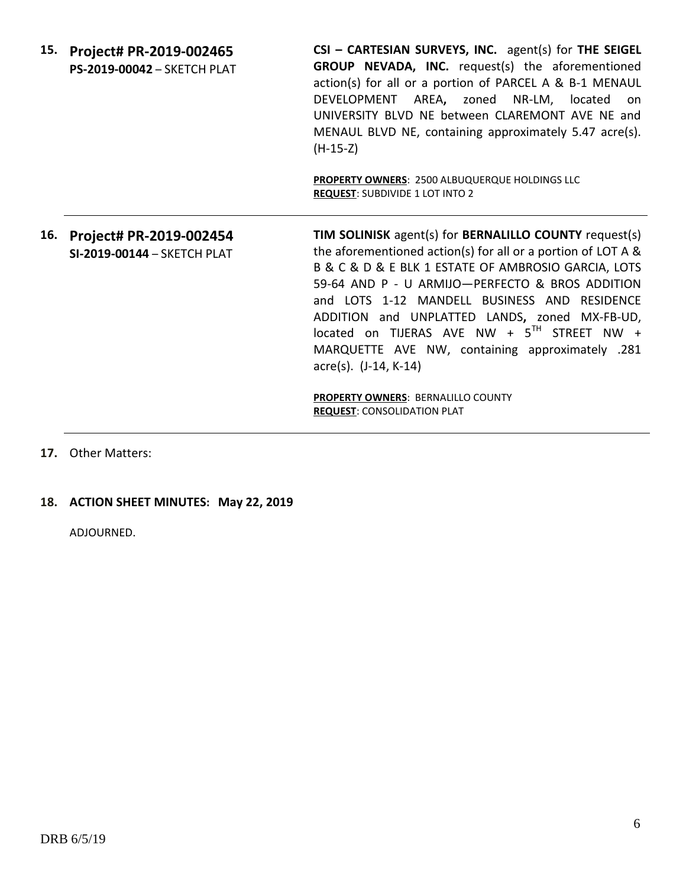**15. Project# PR-2019-002465**
**PS-2019-00042** – SKETCH PLAT

**CSI – CARTESIAN SURVEYS, INC.** agent(s) for **THE SEIGEL GROUP NEVADA, INC.** request(s) the aforementioned action(s) for all or a portion of PARCEL A & B-1 MENAUL DEVELOPMENT AREA**,** zoned NR-LM, located on UNIVERSITY BLVD NE between CLAREMONT AVE NE and MENAUL BLVD NE, containing approximately 5.47 acre(s). (H-15-Z)

**PROPERTY OWNERS**: 2500 ALBUQUERQUE HOLDINGS LLC
**REQUEST**: SUBDIVIDE 1 LOT INTO 2

---

**16. Project# PR-2019-002454**
**SI-2019-00144** – SKETCH PLAT

**TIM SOLINISK** agent(s) for **BERNALILLO COUNTY** request(s) the aforementioned action(s) for all or a portion of LOT A & B & C & D & E BLK 1 ESTATE OF AMBROSIO GARCIA, LOTS 59-64 AND P - U ARMIJO—PERFECTO & BROS ADDITION and LOTS 1-12 MANDELL BUSINESS AND RESIDENCE ADDITION and UNPLATTED LANDS**,** zoned MX-FB-UD, located on TIJERAS AVE NW + 5TH STREET NW + MARQUETTE AVE NW, containing approximately .281 acre(s). (J-14, K-14)

**PROPERTY OWNERS**: BERNALILLO COUNTY
**REQUEST**: CONSOLIDATION PLAT

---

**17.** Other Matters:

**18. ACTION SHEET MINUTES: May 22, 2019**

ADJOURNED.